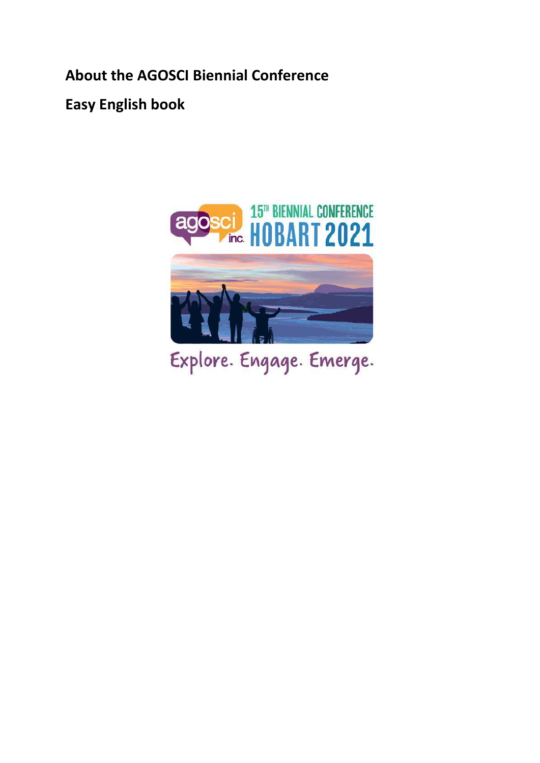# About the AGOSCI Biennial Conference

## Easy English book

agosci inc. 15TH BIENNIAL CONFERENCE HOBART 2021

Explore. Engage. Emerge.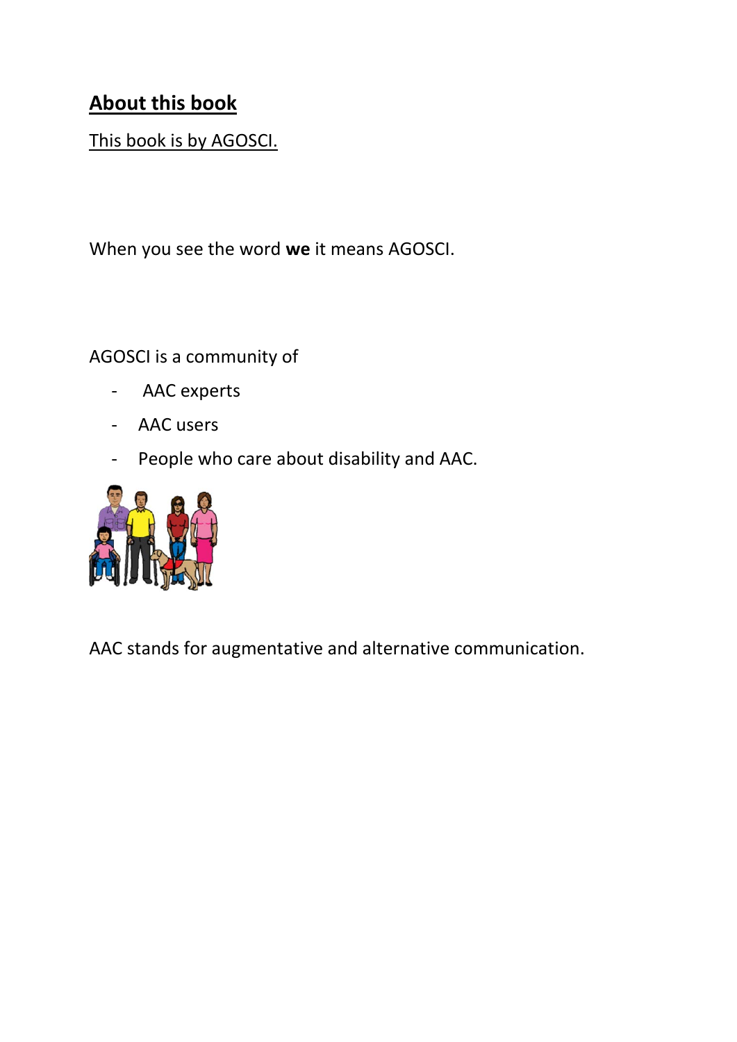## About this book

This book is by AGOSCI.

When you see the word **we** it means AGOSCI.

AGOSCI is a community of

- AAC experts
- AAC users
- People who care about disability and AAC.

AAC stands for augmentative and alternative communication.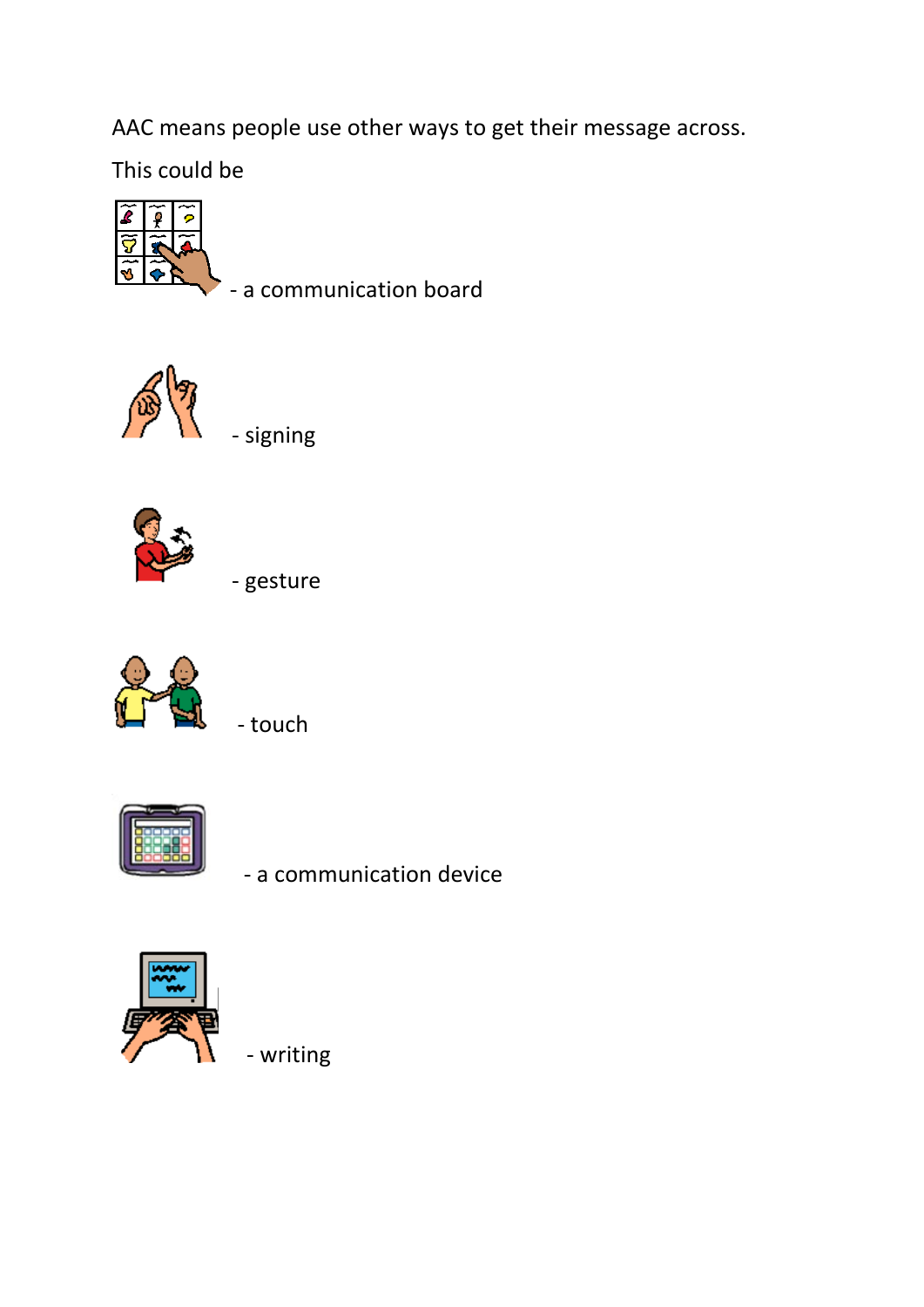AAC means people use other ways to get their message across.

This could be

- a communication board

- signing

- gesture

- touch

- a communication device

- writing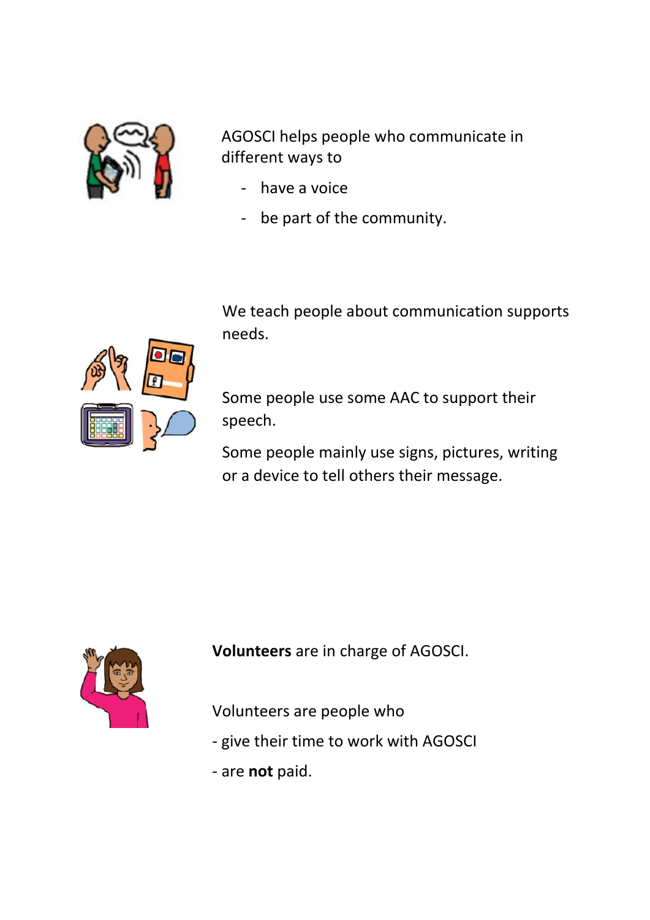AGOSCI helps people who communicate in different ways to

- have a voice
- be part of the community.

We teach people about communication supports needs.

Some people use some AAC to support their speech.

Some people mainly use signs, pictures, writing or a device to tell others their message.

**Volunteers** are in charge of AGOSCI.

Volunteers are people who

- give their time to work with AGOSCI
- are **not** paid.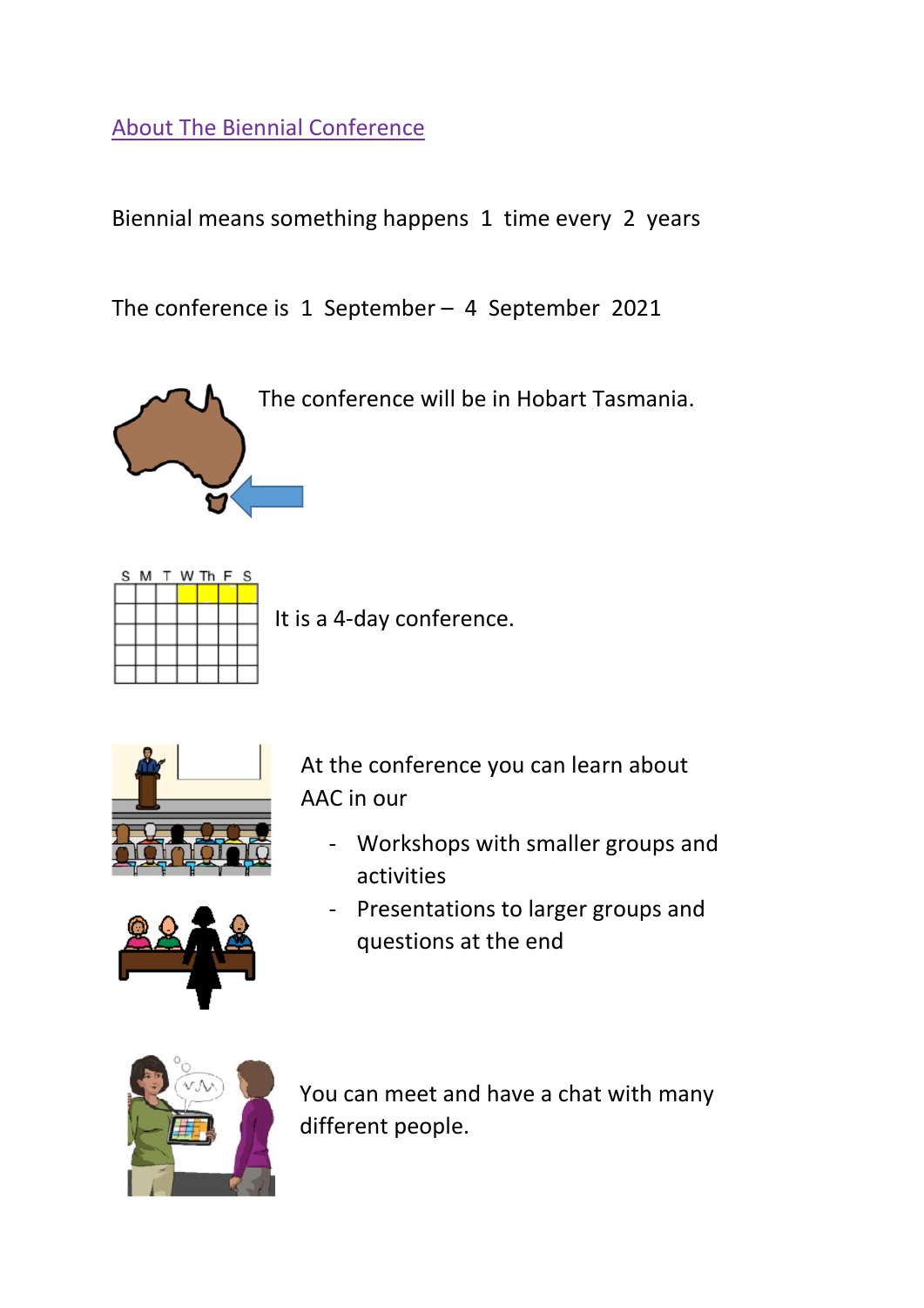## About The Biennial Conference

Biennial means something happens 1 time every 2 years

The conference is 1 September – 4 September 2021

The conference will be in Hobart Tasmania.

It is a 4-day conference.

At the conference you can learn about AAC in our

- Workshops with smaller groups and activities
- Presentations to larger groups and questions at the end

You can meet and have a chat with many different people.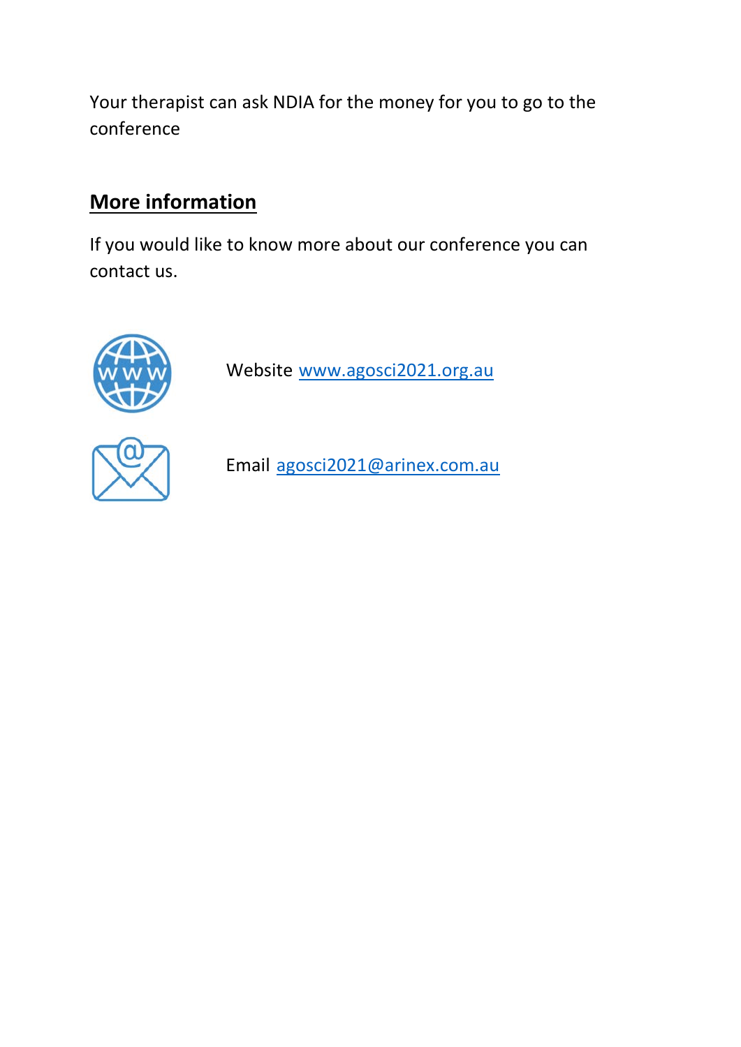Your therapist can ask NDIA for the money for you to go to the conference

## More information

If you would like to know more about our conference you can contact us.

Website [www.agosci2021.org.au](http://www.agosci2021.org.au)

Email [agosci2021@arinex.com.au](mailto:agosci2021@arinex.com.au)